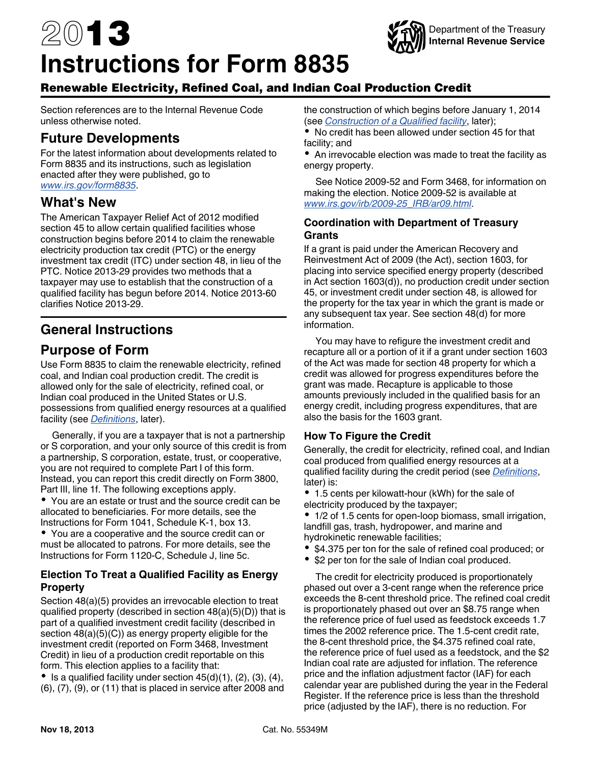# 2013 Instructions for Form 8835

## Renewable Electricity, Refined Coal, and Indian Coal Production Credit

Department of the Treasury
Internal Revenue Service

Section references are to the Internal Revenue Code unless otherwise noted.

## Future Developments

For the latest information about developments related to Form 8835 and its instructions, such as legislation enacted after they were published, go to *www.irs.gov/form8835*.

## What's New

The American Taxpayer Relief Act of 2012 modified section 45 to allow certain qualified facilities whose construction begins before 2014 to claim the renewable electricity production tax credit (PTC) or the energy investment tax credit (ITC) under section 48, in lieu of the PTC. Notice 2013-29 provides two methods that a taxpayer may use to establish that the construction of a qualified facility has begun before 2014. Notice 2013-60 clarifies Notice 2013-29.

## General Instructions

## Purpose of Form

Use Form 8835 to claim the renewable electricity, refined coal, and Indian coal production credit. The credit is allowed only for the sale of electricity, refined coal, or Indian coal produced in the United States or U.S. possessions from qualified energy resources at a qualified facility (see *Definitions*, later).

Generally, if you are a taxpayer that is not a partnership or S corporation, and your only source of this credit is from a partnership, S corporation, estate, trust, or cooperative, you are not required to complete Part I of this form. Instead, you can report this credit directly on Form 3800, Part III, line 1f. The following exceptions apply.

- You are an estate or trust and the source credit can be allocated to beneficiaries. For more details, see the Instructions for Form 1041, Schedule K-1, box 13.
- You are a cooperative and the source credit can or must be allocated to patrons. For more details, see the Instructions for Form 1120-C, Schedule J, line 5c.

### Election To Treat a Qualified Facility as Energy Property

Section 48(a)(5) provides an irrevocable election to treat qualified property (described in section 48(a)(5)(D)) that is part of a qualified investment credit facility (described in section 48(a)(5)(C)) as energy property eligible for the investment credit (reported on Form 3468, Investment Credit) in lieu of a production credit reportable on this form. This election applies to a facility that:

- Is a qualified facility under section 45(d)(1), (2), (3), (4), (6), (7), (9), or (11) that is placed in service after 2008 and the construction of which begins before January 1, 2014 (see *Construction of a Qualified facility*, later);
- No credit has been allowed under section 45 for that facility; and
- An irrevocable election was made to treat the facility as energy property.

See Notice 2009-52 and Form 3468, for information on making the election. Notice 2009-52 is available at *www.irs.gov/irb/2009-25_IRB/ar09.html*.

### Coordination with Department of Treasury Grants

If a grant is paid under the American Recovery and Reinvestment Act of 2009 (the Act), section 1603, for placing into service specified energy property (described in Act section 1603(d)), no production credit under section 45, or investment credit under section 48, is allowed for the property for the tax year in which the grant is made or any subsequent tax year. See section 48(d) for more information.

You may have to refigure the investment credit and recapture all or a portion of it if a grant under section 1603 of the Act was made for section 48 property for which a credit was allowed for progress expenditures before the grant was made. Recapture is applicable to those amounts previously included in the qualified basis for an energy credit, including progress expenditures, that are also the basis for the 1603 grant.

### How To Figure the Credit

Generally, the credit for electricity, refined coal, and Indian coal produced from qualified energy resources at a qualified facility during the credit period (see *Definitions*, later) is:

- 1.5 cents per kilowatt-hour (kWh) for the sale of electricity produced by the taxpayer;
- 1/2 of 1.5 cents for open-loop biomass, small irrigation, landfill gas, trash, hydropower, and marine and hydrokinetic renewable facilities;
- $4.375 per ton for the sale of refined coal produced; or
- $2 per ton for the sale of Indian coal produced.

The credit for electricity produced is proportionately phased out over a 3-cent range when the reference price exceeds the 8-cent threshold price. The refined coal credit is proportionately phased out over an $8.75 range when the reference price of fuel used as feedstock exceeds 1.7 times the 2002 reference price. The 1.5-cent credit rate, the 8-cent threshold price, the $4.375 refined coal rate, the reference price of fuel used as a feedstock, and the $2 Indian coal rate are adjusted for inflation. The reference price and the inflation adjustment factor (IAF) for each calendar year are published during the year in the Federal Register. If the reference price is less than the threshold price (adjusted by the IAF), there is no reduction. For

Nov 18, 2013 Cat. No. 55349M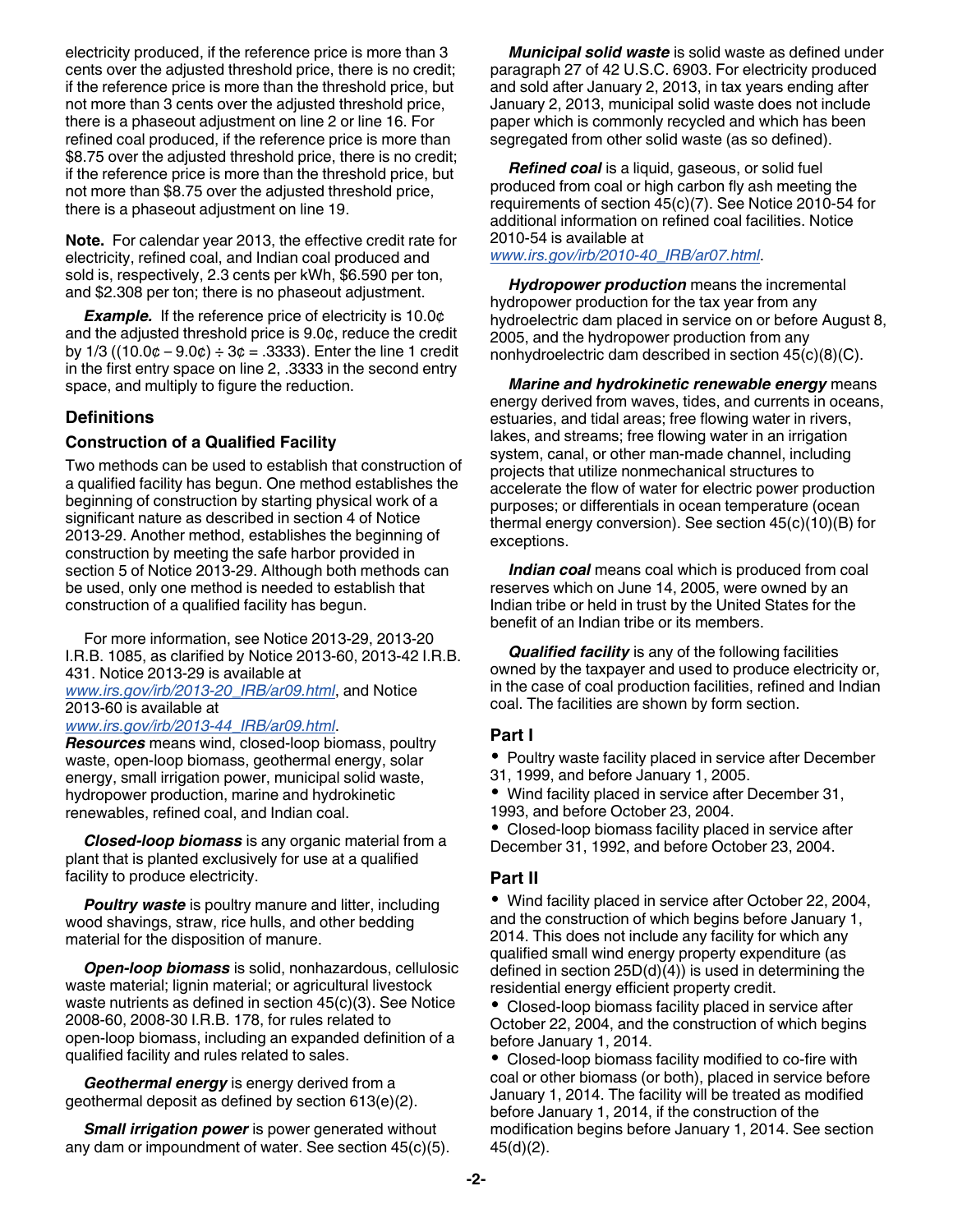electricity produced, if the reference price is more than 3 cents over the adjusted threshold price, there is no credit; if the reference price is more than the threshold price, but not more than 3 cents over the adjusted threshold price, there is a phaseout adjustment on line 2 or line 16. For refined coal produced, if the reference price is more than $8.75 over the adjusted threshold price, there is no credit; if the reference price is more than the threshold price, but not more than $8.75 over the adjusted threshold price, there is a phaseout adjustment on line 19.

**Note.** For calendar year 2013, the effective credit rate for electricity, refined coal, and Indian coal produced and sold is, respectively, 2.3 cents per kWh, $6.590 per ton, and $2.308 per ton; there is no phaseout adjustment.

***Example.*** If the reference price of electricity is 10.0¢ and the adjusted threshold price is 9.0¢, reduce the credit by 1/3 ((10.0¢ – 9.0¢) ÷ 3¢ = .3333). Enter the line 1 credit in the first entry space on line 2, .3333 in the second entry space, and multiply to figure the reduction.

## Definitions

### Construction of a Qualified Facility

Two methods can be used to establish that construction of a qualified facility has begun. One method establishes the beginning of construction by starting physical work of a significant nature as described in section 4 of Notice 2013-29. Another method, establishes the beginning of construction by meeting the safe harbor provided in section 5 of Notice 2013-29. Although both methods can be used, only one method is needed to establish that construction of a qualified facility has begun.

For more information, see Notice 2013-29, 2013-20 I.R.B. 1085, as clarified by Notice 2013-60, 2013-42 I.R.B. 431. Notice 2013-29 is available at www.irs.gov/irb/2013-20_IRB/ar09.html, and Notice 2013-60 is available at www.irs.gov/irb/2013-44_IRB/ar09.html.

***Resources*** means wind, closed-loop biomass, poultry waste, open-loop biomass, geothermal energy, solar energy, small irrigation power, municipal solid waste, hydropower production, marine and hydrokinetic renewables, refined coal, and Indian coal.

***Closed-loop biomass*** is any organic material from a plant that is planted exclusively for use at a qualified facility to produce electricity.

***Poultry waste*** is poultry manure and litter, including wood shavings, straw, rice hulls, and other bedding material for the disposition of manure.

***Open-loop biomass*** is solid, nonhazardous, cellulosic waste material; lignin material; or agricultural livestock waste nutrients as defined in section 45(c)(3). See Notice 2008-60, 2008-30 I.R.B. 178, for rules related to open-loop biomass, including an expanded definition of a qualified facility and rules related to sales.

***Geothermal energy*** is energy derived from a geothermal deposit as defined by section 613(e)(2).

***Small irrigation power*** is power generated without any dam or impoundment of water. See section 45(c)(5).

***Municipal solid waste*** is solid waste as defined under paragraph 27 of 42 U.S.C. 6903. For electricity produced and sold after January 2, 2013, in tax years ending after January 2, 2013, municipal solid waste does not include paper which is commonly recycled and which has been segregated from other solid waste (as so defined).

***Refined coal*** is a liquid, gaseous, or solid fuel produced from coal or high carbon fly ash meeting the requirements of section 45(c)(7). See Notice 2010-54 for additional information on refined coal facilities. Notice 2010-54 is available at www.irs.gov/irb/2010-40_IRB/ar07.html.

***Hydropower production*** means the incremental hydropower production for the tax year from any hydroelectric dam placed in service on or before August 8, 2005, and the hydropower production from any nonhydroelectric dam described in section 45(c)(8)(C).

***Marine and hydrokinetic renewable energy*** means energy derived from waves, tides, and currents in oceans, estuaries, and tidal areas; free flowing water in rivers, lakes, and streams; free flowing water in an irrigation system, canal, or other man-made channel, including projects that utilize nonmechanical structures to accelerate the flow of water for electric power production purposes; or differentials in ocean temperature (ocean thermal energy conversion). See section 45(c)(10)(B) for exceptions.

***Indian coal*** means coal which is produced from coal reserves which on June 14, 2005, were owned by an Indian tribe or held in trust by the United States for the benefit of an Indian tribe or its members.

***Qualified facility*** is any of the following facilities owned by the taxpayer and used to produce electricity or, in the case of coal production facilities, refined and Indian coal. The facilities are shown by form section.

### Part I

- Poultry waste facility placed in service after December 31, 1999, and before January 1, 2005.
- Wind facility placed in service after December 31, 1993, and before October 23, 2004.
- Closed-loop biomass facility placed in service after December 31, 1992, and before October 23, 2004.

### Part II

- Wind facility placed in service after October 22, 2004, and the construction of which begins before January 1, 2014. This does not include any facility for which any qualified small wind energy property expenditure (as defined in section 25D(d)(4)) is used in determining the residential energy efficient property credit.
- Closed-loop biomass facility placed in service after October 22, 2004, and the construction of which begins before January 1, 2014.
- Closed-loop biomass facility modified to co-fire with coal or other biomass (or both), placed in service before January 1, 2014. The facility will be treated as modified before January 1, 2014, if the construction of the modification begins before January 1, 2014. See section 45(d)(2).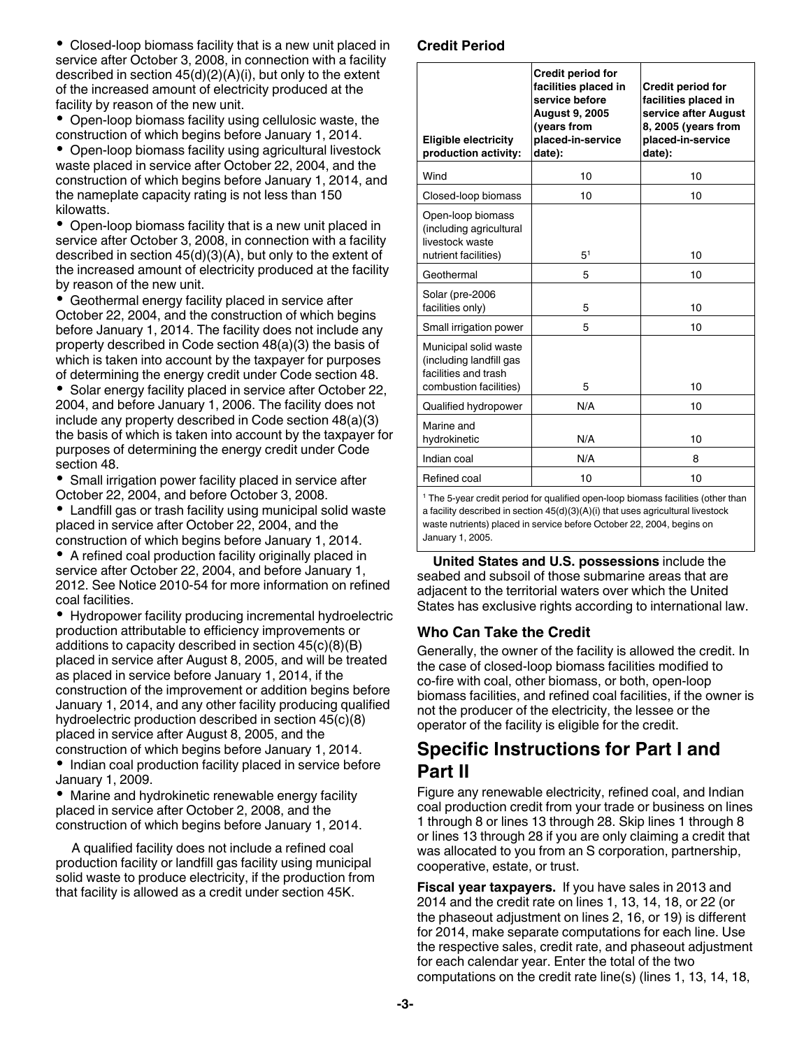- Closed-loop biomass facility that is a new unit placed in service after October 3, 2008, in connection with a facility described in section 45(d)(2)(A)(i), but only to the extent of the increased amount of electricity produced at the facility by reason of the new unit.
- Open-loop biomass facility using cellulosic waste, the construction of which begins before January 1, 2014.
- Open-loop biomass facility using agricultural livestock waste placed in service after October 22, 2004, and the construction of which begins before January 1, 2014, and the nameplate capacity rating is not less than 150 kilowatts.
- Open-loop biomass facility that is a new unit placed in service after October 3, 2008, in connection with a facility described in section 45(d)(3)(A), but only to the extent of the increased amount of electricity produced at the facility by reason of the new unit.
- Geothermal energy facility placed in service after October 22, 2004, and the construction of which begins before January 1, 2014. The facility does not include any property described in Code section 48(a)(3) the basis of which is taken into account by the taxpayer for purposes of determining the energy credit under Code section 48.
- Solar energy facility placed in service after October 22, 2004, and before January 1, 2006. The facility does not include any property described in Code section 48(a)(3) the basis of which is taken into account by the taxpayer for purposes of determining the energy credit under Code section 48.
- Small irrigation power facility placed in service after October 22, 2004, and before October 3, 2008.
- Landfill gas or trash facility using municipal solid waste placed in service after October 22, 2004, and the construction of which begins before January 1, 2014.
- A refined coal production facility originally placed in service after October 22, 2004, and before January 1, 2012. See Notice 2010-54 for more information on refined coal facilities.
- Hydropower facility producing incremental hydroelectric production attributable to efficiency improvements or additions to capacity described in section 45(c)(8)(B) placed in service after August 8, 2005, and will be treated as placed in service before January 1, 2014, if the construction of the improvement or addition begins before January 1, 2014, and any other facility producing qualified hydroelectric production described in section 45(c)(8) placed in service after August 8, 2005, and the construction of which begins before January 1, 2014.
- Indian coal production facility placed in service before January 1, 2009.
- Marine and hydrokinetic renewable energy facility placed in service after October 2, 2008, and the construction of which begins before January 1, 2014.

A qualified facility does not include a refined coal production facility or landfill gas facility using municipal solid waste to produce electricity, if the production from that facility is allowed as a credit under section 45K.

### Credit Period

| Eligible electricity production activity: | Credit period for facilities placed in service before August 9, 2005 (years from placed-in-service date): | Credit period for facilities placed in service after August 8, 2005 (years from placed-in-service date): |
|---|---|---|
| Wind | 10 | 10 |
| Closed-loop biomass | 10 | 10 |
| Open-loop biomass (including agricultural livestock waste nutrient facilities) | 5[1] | 10 |
| Geothermal | 5 | 10 |
| Solar (pre-2006 facilities only) | 5 | 10 |
| Small irrigation power | 5 | 10 |
| Municipal solid waste (including landfill gas facilities and trash combustion facilities) | 5 | 10 |
| Qualified hydropower | N/A | 10 |
| Marine and hydrokinetic | N/A | 10 |
| Indian coal | N/A | 8 |
| Refined coal | 10 | 10 |

[1] The 5-year credit period for qualified open-loop biomass facilities (other than a facility described in section 45(d)(3)(A)(i) that uses agricultural livestock waste nutrients) placed in service before October 22, 2004, begins on January 1, 2005.

**United States and U.S. possessions** include the seabed and subsoil of those submarine areas that are adjacent to the territorial waters over which the United States has exclusive rights according to international law.

### Who Can Take the Credit

Generally, the owner of the facility is allowed the credit. In the case of closed-loop biomass facilities modified to co-fire with coal, other biomass, or both, open-loop biomass facilities, and refined coal facilities, if the owner is not the producer of the electricity, the lessee or the operator of the facility is eligible for the credit.

## Specific Instructions for Part I and Part II

Figure any renewable electricity, refined coal, and Indian coal production credit from your trade or business on lines 1 through 8 or lines 13 through 28. Skip lines 1 through 8 or lines 13 through 28 if you are only claiming a credit that was allocated to you from an S corporation, partnership, cooperative, estate, or trust.

**Fiscal year taxpayers.** If you have sales in 2013 and 2014 and the credit rate on lines 1, 13, 14, 18, or 22 (or the phaseout adjustment on lines 2, 16, or 19) is different for 2014, make separate computations for each line. Use the respective sales, credit rate, and phaseout adjustment for each calendar year. Enter the total of the two computations on the credit rate line(s) (lines 1, 13, 14, 18,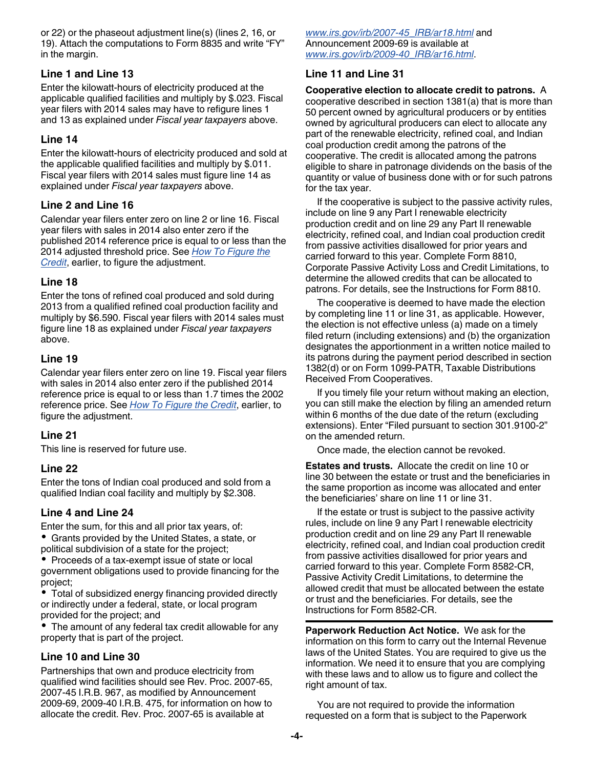or 22) or the phaseout adjustment line(s) (lines 2, 16, or 19). Attach the computations to Form 8835 and write "FY" in the margin.

### Line 1 and Line 13

Enter the kilowatt-hours of electricity produced at the applicable qualified facilities and multiply by $.023. Fiscal year filers with 2014 sales may have to refigure lines 1 and 13 as explained under *Fiscal year taxpayers* above.

### Line 14

Enter the kilowatt-hours of electricity produced and sold at the applicable qualified facilities and multiply by $.011. Fiscal year filers with 2014 sales must figure line 14 as explained under *Fiscal year taxpayers* above.

### Line 2 and Line 16

Calendar year filers enter zero on line 2 or line 16. Fiscal year filers with sales in 2014 also enter zero if the published 2014 reference price is equal to or less than the 2014 adjusted threshold price. See *How To Figure the Credit*, earlier, to figure the adjustment.

### Line 18

Enter the tons of refined coal produced and sold during 2013 from a qualified refined coal production facility and multiply by $6.590. Fiscal year filers with 2014 sales must figure line 18 as explained under *Fiscal year taxpayers* above.

### Line 19

Calendar year filers enter zero on line 19. Fiscal year filers with sales in 2014 also enter zero if the published 2014 reference price is equal to or less than 1.7 times the 2002 reference price. See *How To Figure the Credit*, earlier, to figure the adjustment.

### Line 21

This line is reserved for future use.

### Line 22

Enter the tons of Indian coal produced and sold from a qualified Indian coal facility and multiply by $2.308.

### Line 4 and Line 24

Enter the sum, for this and all prior tax years, of:

- Grants provided by the United States, a state, or political subdivision of a state for the project;
- Proceeds of a tax-exempt issue of state or local government obligations used to provide financing for the project;
- Total of subsidized energy financing provided directly or indirectly under a federal, state, or local program provided for the project; and
- The amount of any federal tax credit allowable for any property that is part of the project.

### Line 10 and Line 30

Partnerships that own and produce electricity from qualified wind facilities should see Rev. Proc. 2007-65, 2007-45 I.R.B. 967, as modified by Announcement 2009-69, 2009-40 I.R.B. 475, for information on how to allocate the credit. Rev. Proc. 2007-65 is available at *www.irs.gov/irb/2007-45_IRB/ar18.html* and Announcement 2009-69 is available at *www.irs.gov/irb/2009-40_IRB/ar16.html*.

### Line 11 and Line 31

**Cooperative election to allocate credit to patrons.** A cooperative described in section 1381(a) that is more than 50 percent owned by agricultural producers or by entities owned by agricultural producers can elect to allocate any part of the renewable electricity, refined coal, and Indian coal production credit among the patrons of the cooperative. The credit is allocated among the patrons eligible to share in patronage dividends on the basis of the quantity or value of business done with or for such patrons for the tax year.

If the cooperative is subject to the passive activity rules, include on line 9 any Part I renewable electricity production credit and on line 29 any Part II renewable electricity, refined coal, and Indian coal production credit from passive activities disallowed for prior years and carried forward to this year. Complete Form 8810, Corporate Passive Activity Loss and Credit Limitations, to determine the allowed credits that can be allocated to patrons. For details, see the Instructions for Form 8810.

The cooperative is deemed to have made the election by completing line 11 or line 31, as applicable. However, the election is not effective unless (a) made on a timely filed return (including extensions) and (b) the organization designates the apportionment in a written notice mailed to its patrons during the payment period described in section 1382(d) or on Form 1099-PATR, Taxable Distributions Received From Cooperatives.

If you timely file your return without making an election, you can still make the election by filing an amended return within 6 months of the due date of the return (excluding extensions). Enter "Filed pursuant to section 301.9100-2" on the amended return.

Once made, the election cannot be revoked.

**Estates and trusts.** Allocate the credit on line 10 or line 30 between the estate or trust and the beneficiaries in the same proportion as income was allocated and enter the beneficiaries' share on line 11 or line 31.

If the estate or trust is subject to the passive activity rules, include on line 9 any Part I renewable electricity production credit and on line 29 any Part II renewable electricity, refined coal, and Indian coal production credit from passive activities disallowed for prior years and carried forward to this year. Complete Form 8582-CR, Passive Activity Credit Limitations, to determine the allowed credit that must be allocated between the estate or trust and the beneficiaries. For details, see the Instructions for Form 8582-CR.

---

**Paperwork Reduction Act Notice.** We ask for the information on this form to carry out the Internal Revenue laws of the United States. You are required to give us the information. We need it to ensure that you are complying with these laws and to allow us to figure and collect the right amount of tax.

You are not required to provide the information requested on a form that is subject to the Paperwork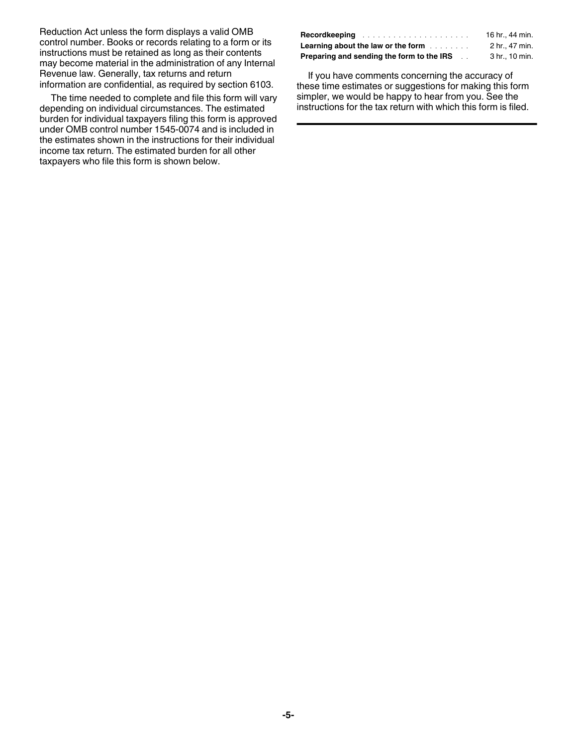Reduction Act unless the form displays a valid OMB control number. Books or records relating to a form or its instructions must be retained as long as their contents may become material in the administration of any Internal Revenue law. Generally, tax returns and return information are confidential, as required by section 6103.

The time needed to complete and file this form will vary depending on individual circumstances. The estimated burden for individual taxpayers filing this form is approved under OMB control number 1545-0074 and is included in the estimates shown in the instructions for their individual income tax return. The estimated burden for all other taxpayers who file this form is shown below.

| | |
|---|---|
| **Recordkeeping** | 16 hr., 44 min. |
| **Learning about the law or the form** | 2 hr., 47 min. |
| **Preparing and sending the form to the IRS** | 3 hr., 10 min. |

If you have comments concerning the accuracy of these time estimates or suggestions for making this form simpler, we would be happy to hear from you. See the instructions for the tax return with which this form is filed.